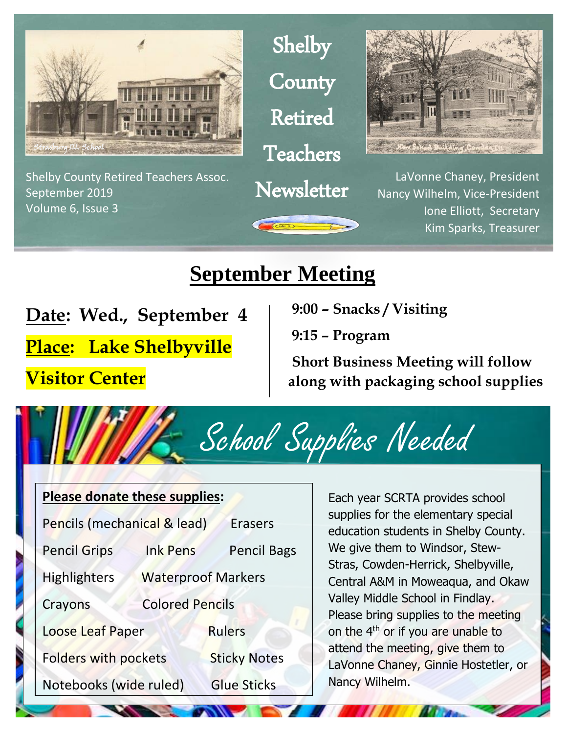# Shelby County Retired Teachers Newsletter

Shelby County Retired Teachers Assoc.
September 2019
Volume 6, Issue 3

Strasburg Ill. School

New School Building, Cowden, Ill.

LaVonne Chaney, President
Nancy Wilhelm, Vice-President
Ione Elliott, Secretary
Kim Sparks, Treasurer

## September Meeting

**Date: Wed., September 4**

**Place: Lake Shelbyville Visitor Center**

**9:00 – Snacks / Visiting**

**9:15 – Program**

**Short Business Meeting will follow along with packaging school supplies**

## School Supplies Needed

**Please donate these supplies:**

- Pencils (mechanical & lead)
- Erasers
- Pencil Grips
- Ink Pens
- Pencil Bags
- Highlighters
- Waterproof Markers
- Crayons
- Colored Pencils
- Loose Leaf Paper
- Rulers
- Folders with pockets
- Sticky Notes
- Notebooks (wide ruled)
- Glue Sticks

Each year SCRTA provides school supplies for the elementary special education students in Shelby County. We give them to Windsor, Stew-Stras, Cowden-Herrick, Shelbyville, Central A&M in Moweaqua, and Okaw Valley Middle School in Findlay. Please bring supplies to the meeting on the 4th or if you are unable to attend the meeting, give them to LaVonne Chaney, Ginnie Hostetler, or Nancy Wilhelm.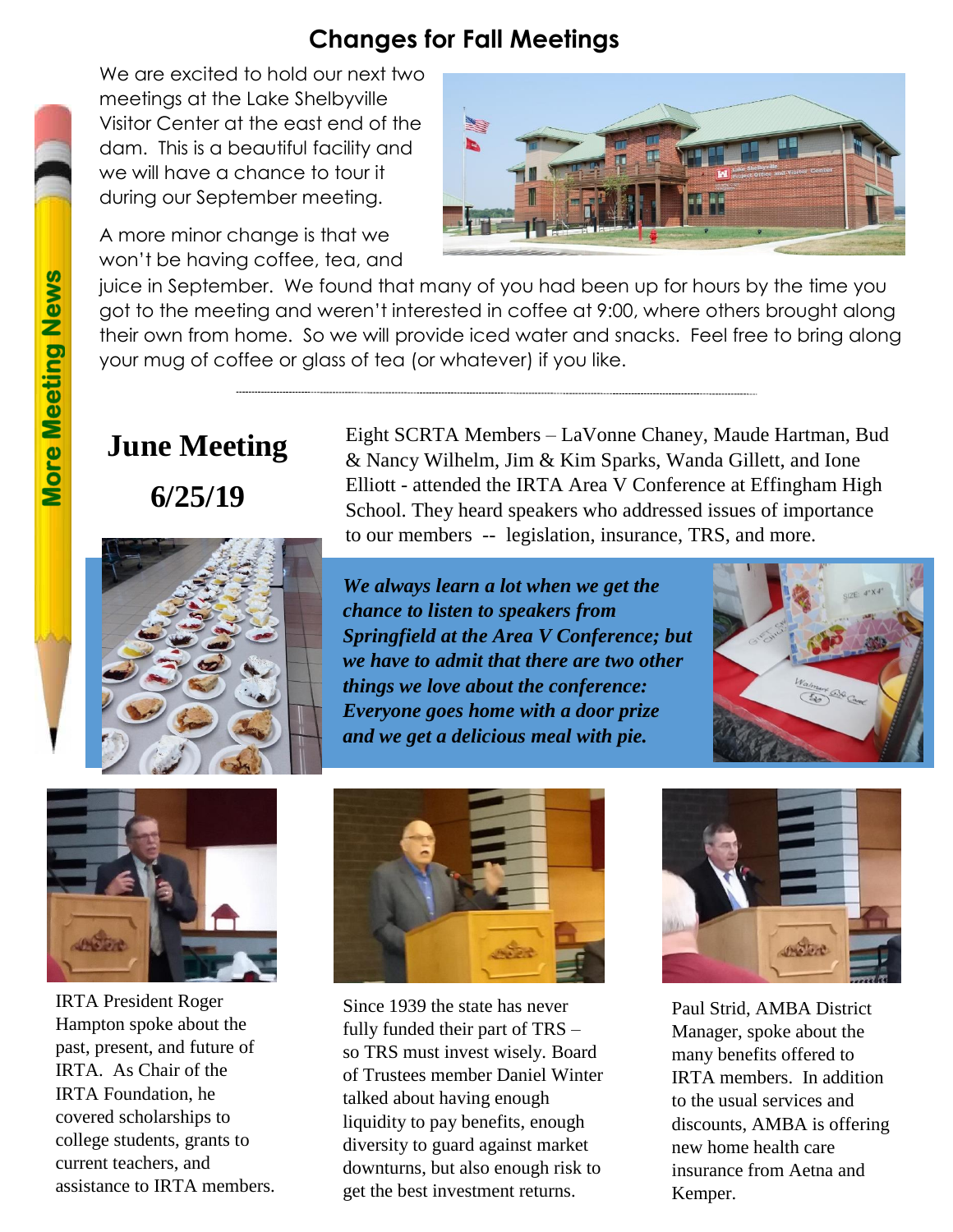## Changes for Fall Meetings

We are excited to hold our next two meetings at the Lake Shelbyville Visitor Center at the east end of the dam. This is a beautiful facility and we will have a chance to tour it during our September meeting.

A more minor change is that we won't be having coffee, tea, and juice in September. We found that many of you had been up for hours by the time you got to the meeting and weren't interested in coffee at 9:00, where others brought along their own from home. So we will provide iced water and snacks. Feel free to bring along your mug of coffee or glass of tea (or whatever) if you like.

More Meeting News

# June Meeting

## 6/25/19

Eight SCRTA Members – LaVonne Chaney, Maude Hartman, Bud & Nancy Wilhelm, Jim & Kim Sparks, Wanda Gillett, and Ione Elliott - attended the IRTA Area V Conference at Effingham High School. They heard speakers who addressed issues of importance to our members -- legislation, insurance, TRS, and more.

***We always learn a lot when we get the chance to listen to speakers from Springfield at the Area V Conference; but we have to admit that there are two other things we love about the conference: Everyone goes home with a door prize and we get a delicious meal with pie.***

IRTA President Roger Hampton spoke about the past, present, and future of IRTA. As Chair of the IRTA Foundation, he covered scholarships to college students, grants to current teachers, and assistance to IRTA members.

Since 1939 the state has never fully funded their part of TRS – so TRS must invest wisely. Board of Trustees member Daniel Winter talked about having enough liquidity to pay benefits, enough diversity to guard against market downturns, but also enough risk to get the best investment returns.

Paul Strid, AMBA District Manager, spoke about the many benefits offered to IRTA members. In addition to the usual services and discounts, AMBA is offering new home health care insurance from Aetna and Kemper.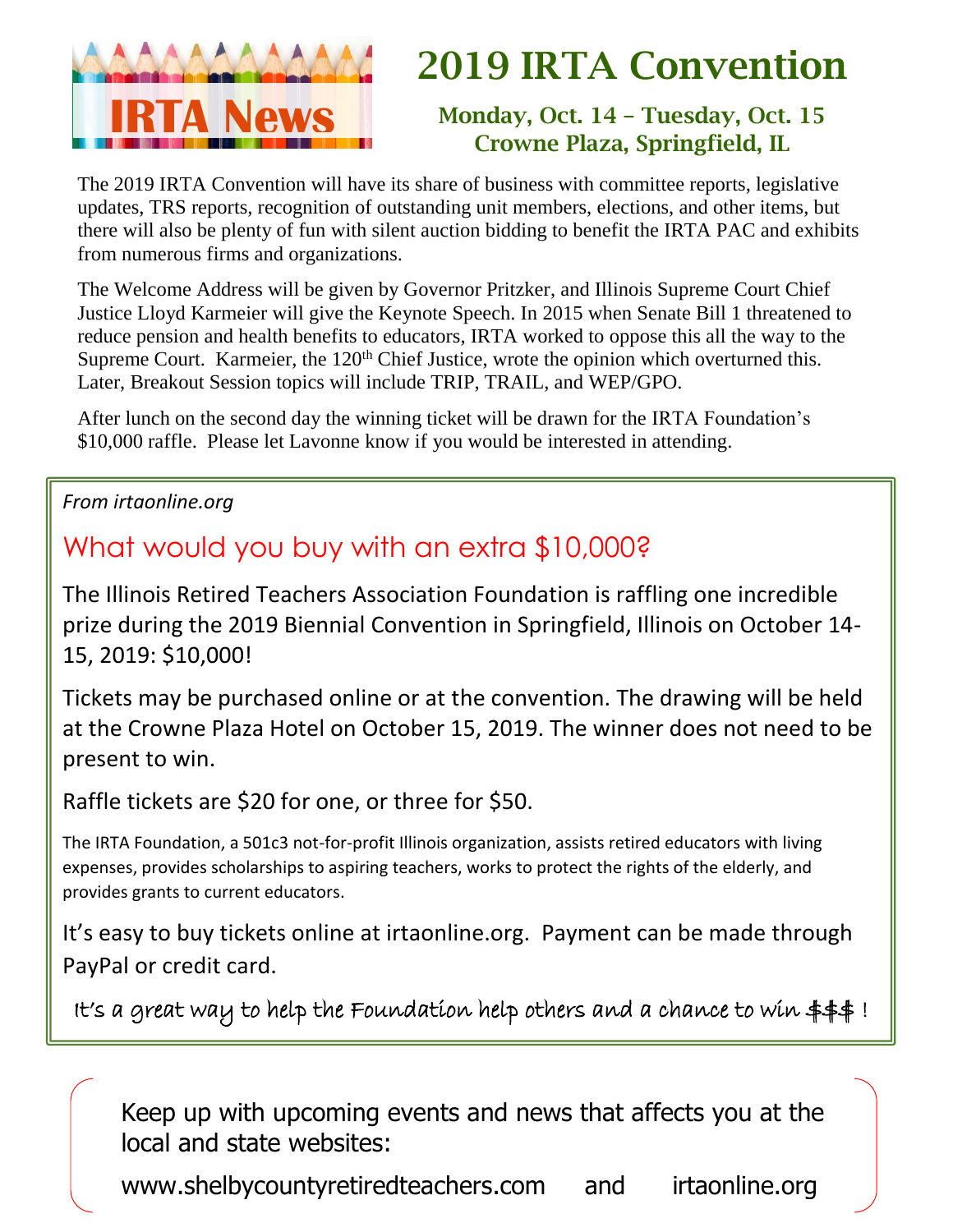IRTA News

# 2019 IRTA Convention

### Monday, Oct. 14 – Tuesday, Oct. 15
### Crowne Plaza, Springfield, IL

The 2019 IRTA Convention will have its share of business with committee reports, legislative updates, TRS reports, recognition of outstanding unit members, elections, and other items, but there will also be plenty of fun with silent auction bidding to benefit the IRTA PAC and exhibits from numerous firms and organizations.

The Welcome Address will be given by Governor Pritzker, and Illinois Supreme Court Chief Justice Lloyd Karmeier will give the Keynote Speech. In 2015 when Senate Bill 1 threatened to reduce pension and health benefits to educators, IRTA worked to oppose this all the way to the Supreme Court. Karmeier, the 120th Chief Justice, wrote the opinion which overturned this. Later, Breakout Session topics will include TRIP, TRAIL, and WEP/GPO.

After lunch on the second day the winning ticket will be drawn for the IRTA Foundation's $10,000 raffle. Please let Lavonne know if you would be interested in attending.

*From irtaonline.org*

## What would you buy with an extra $10,000?

The Illinois Retired Teachers Association Foundation is raffling one incredible prize during the 2019 Biennial Convention in Springfield, Illinois on October 14-15, 2019: $10,000!

Tickets may be purchased online or at the convention. The drawing will be held at the Crowne Plaza Hotel on October 15, 2019. The winner does not need to be present to win.

Raffle tickets are $20 for one, or three for $50.

The IRTA Foundation, a 501c3 not-for-profit Illinois organization, assists retired educators with living expenses, provides scholarships to aspiring teachers, works to protect the rights of the elderly, and provides grants to current educators.

It's easy to buy tickets online at irtaonline.org. Payment can be made through PayPal or credit card.

It's a great way to help the Foundation help others and a chance to win $$$ !

Keep up with upcoming events and news that affects you at the local and state websites:

www.shelbycountyretiredteachers.com and irtaonline.org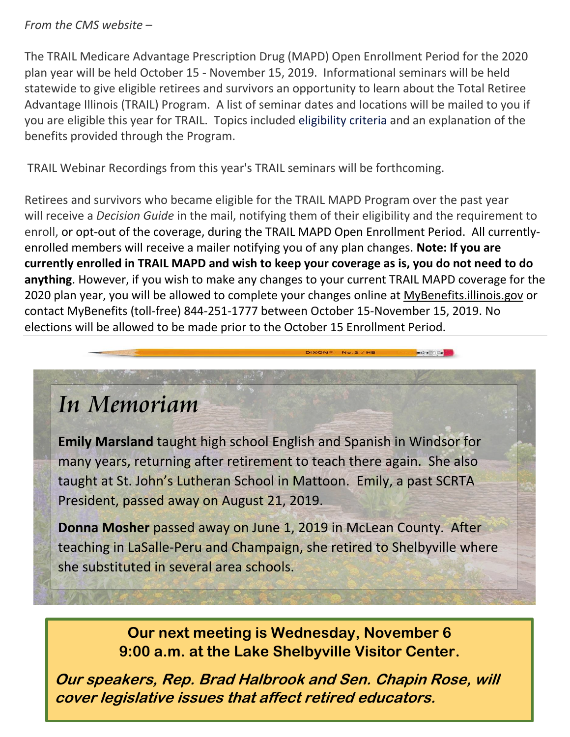*From the CMS website –*

The TRAIL Medicare Advantage Prescription Drug (MAPD) Open Enrollment Period for the 2020 plan year will be held October 15 - November 15, 2019. Informational seminars will be held statewide to give eligible retirees and survivors an opportunity to learn about the Total Retiree Advantage Illinois (TRAIL) Program. A list of seminar dates and locations will be mailed to you if you are eligible this year for TRAIL. Topics included eligibility criteria and an explanation of the benefits provided through the Program.

TRAIL Webinar Recordings from this year's TRAIL seminars will be forthcoming.

Retirees and survivors who became eligible for the TRAIL MAPD Program over the past year will receive a *Decision Guide* in the mail, notifying them of their eligibility and the requirement to enroll, or opt-out of the coverage, during the TRAIL MAPD Open Enrollment Period. All currently-enrolled members will receive a mailer notifying you of any plan changes. **Note: If you are currently enrolled in TRAIL MAPD and wish to keep your coverage as is, you do not need to do anything**. However, if you wish to make any changes to your current TRAIL MAPD coverage for the 2020 plan year, you will be allowed to complete your changes online at MyBenefits.illinois.gov or contact MyBenefits (toll-free) 844-251-1777 between October 15-November 15, 2019. No elections will be allowed to be made prior to the October 15 Enrollment Period.

# *In Memoriam*

**Emily Marsland** taught high school English and Spanish in Windsor for many years, returning after retirement to teach there again. She also taught at St. John's Lutheran School in Mattoon. Emily, a past SCRTA President, passed away on August 21, 2019.

**Donna Mosher** passed away on June 1, 2019 in McLean County. After teaching in LaSalle-Peru and Champaign, she retired to Shelbyville where she substituted in several area schools.

**Our next meeting is Wednesday, November 6**
**9:00 a.m. at the Lake Shelbyville Visitor Center.**

***Our speakers, Rep. Brad Halbrook and Sen. Chapin Rose, will cover legislative issues that affect retired educators.***